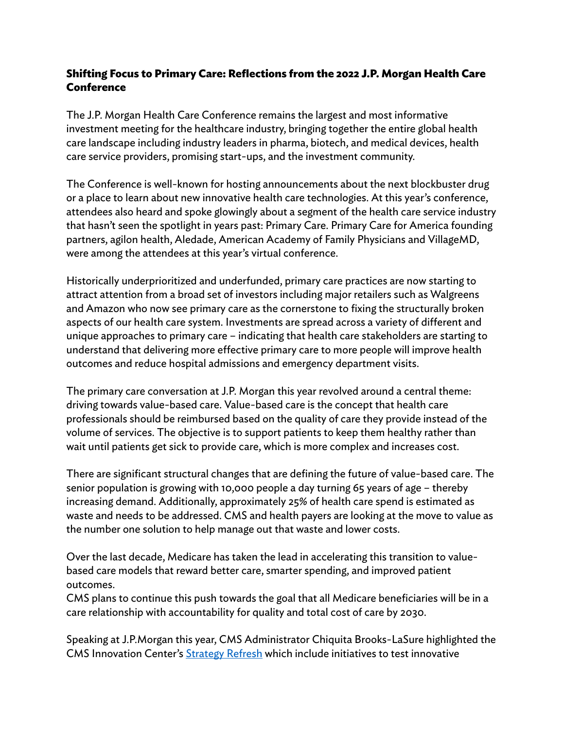## Shifting Focus to Primary Care: Reflections from the 2022 J.P. Morgan Health Care Conference

The J.P. Morgan Health Care Conference remains the largest and most informative investment meeting for the healthcare industry, bringing together the entire global health care landscape including industry leaders in pharma, biotech, and medical devices, health care service providers, promising start-ups, and the investment community.

The Conference is well-known for hosting announcements about the next blockbuster drug or a place to learn about new innovative health care technologies. At this year's conference, attendees also heard and spoke glowingly about a segment of the health care service industry that hasn't seen the spotlight in years past: Primary Care. Primary Care for America founding partners, agilon health, Aledade, American Academy of Family Physicians and VillageMD, were among the attendees at this year's virtual conference.

Historically underprioritized and underfunded, primary care practices are now starting to attract attention from a broad set of investors including major retailers such as Walgreens and Amazon who now see primary care as the cornerstone to fixing the structurally broken aspects of our health care system. Investments are spread across a variety of different and unique approaches to primary care – indicating that health care stakeholders are starting to understand that delivering more effective primary care to more people will improve health outcomes and reduce hospital admissions and emergency department visits.

The primary care conversation at J.P. Morgan this year revolved around a central theme: driving towards value-based care. Value-based care is the concept that health care professionals should be reimbursed based on the quality of care they provide instead of the volume of services. The objective is to support patients to keep them healthy rather than wait until patients get sick to provide care, which is more complex and increases cost.

There are significant structural changes that are defining the future of value-based care. The senior population is growing with 10,000 people a day turning 65 years of age – thereby increasing demand. Additionally, approximately 25% of health care spend is estimated as waste and needs to be addressed. CMS and health payers are looking at the move to value as the number one solution to help manage out that waste and lower costs.

Over the last decade, Medicare has taken the lead in accelerating this transition to value-based care models that reward better care, smarter spending, and improved patient outcomes.
CMS plans to continue this push towards the goal that all Medicare beneficiaries will be in a care relationship with accountability for quality and total cost of care by 2030.

Speaking at J.P.Morgan this year, CMS Administrator Chiquita Brooks-LaSure highlighted the CMS Innovation Center's [Strategy Refresh](Strategy Refresh) which include initiatives to test innovative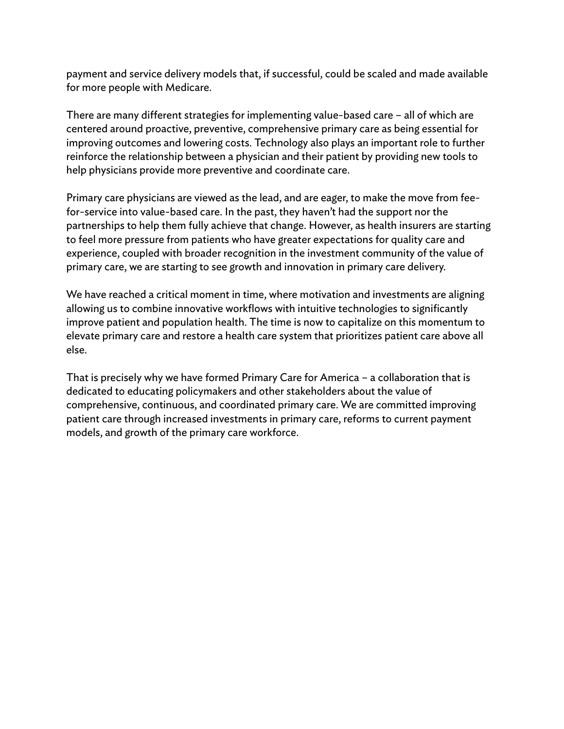payment and service delivery models that, if successful, could be scaled and made available for more people with Medicare.

There are many different strategies for implementing value-based care – all of which are centered around proactive, preventive, comprehensive primary care as being essential for improving outcomes and lowering costs. Technology also plays an important role to further reinforce the relationship between a physician and their patient by providing new tools to help physicians provide more preventive and coordinate care.

Primary care physicians are viewed as the lead, and are eager, to make the move from fee-for-service into value-based care. In the past, they haven't had the support nor the partnerships to help them fully achieve that change. However, as health insurers are starting to feel more pressure from patients who have greater expectations for quality care and experience, coupled with broader recognition in the investment community of the value of primary care, we are starting to see growth and innovation in primary care delivery.

We have reached a critical moment in time, where motivation and investments are aligning allowing us to combine innovative workflows with intuitive technologies to significantly improve patient and population health. The time is now to capitalize on this momentum to elevate primary care and restore a health care system that prioritizes patient care above all else.

That is precisely why we have formed Primary Care for America – a collaboration that is dedicated to educating policymakers and other stakeholders about the value of comprehensive, continuous, and coordinated primary care. We are committed improving patient care through increased investments in primary care, reforms to current payment models, and growth of the primary care workforce.